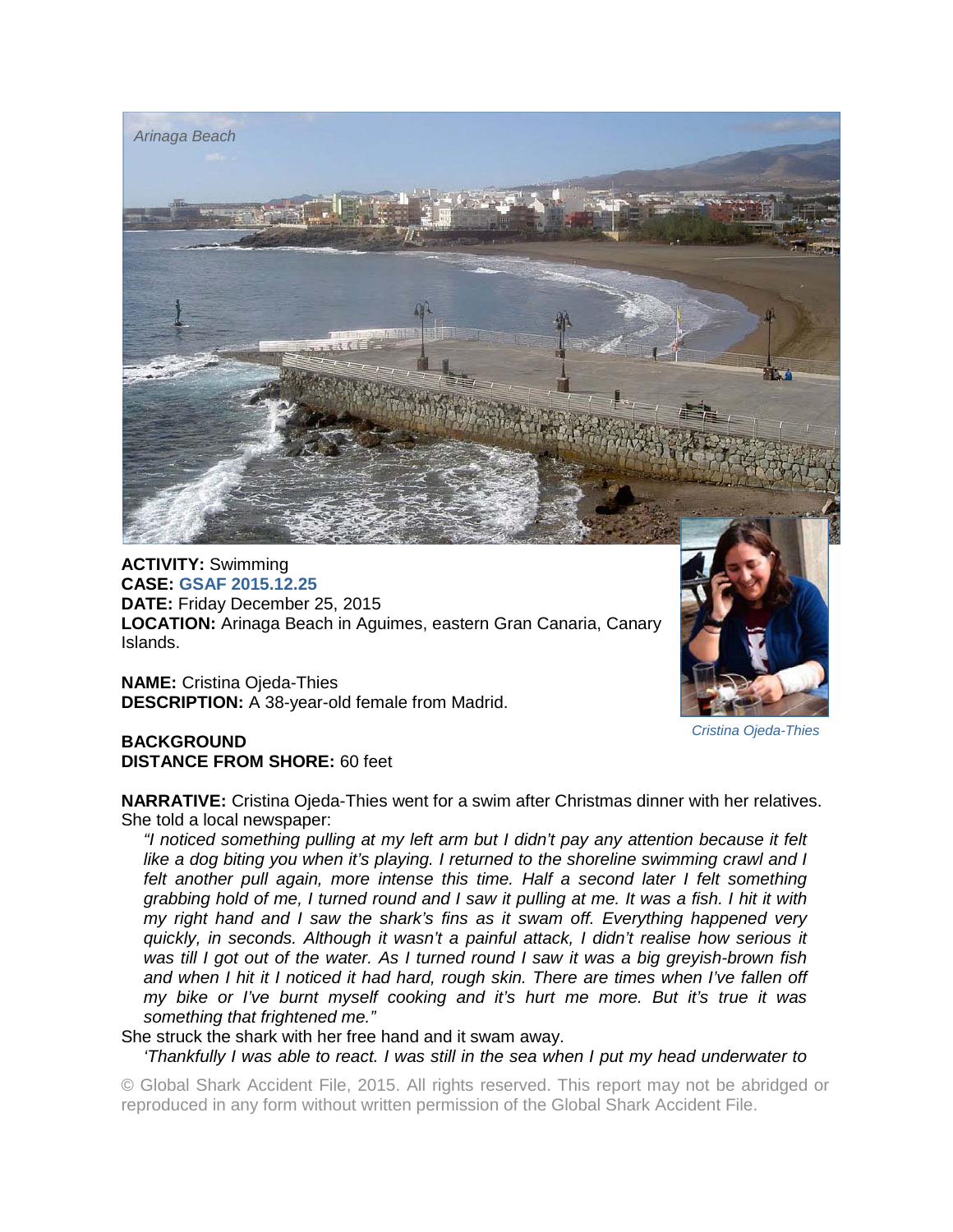Arinaga Beach

**ACTIVITY:** Swimming
**CASE:** GSAF 2015.12.25
**DATE:** Friday December 25, 2015
**LOCATION:** Arinaga Beach in Aguimes, eastern Gran Canaria, Canary Islands.

**NAME:** Cristina Ojeda-Thies
**DESCRIPTION:** A 38-year-old female from Madrid.

Cristina Ojeda-Thies

**BACKGROUND**
**DISTANCE FROM SHORE:** 60 feet

**NARRATIVE:** Cristina Ojeda-Thies went for a swim after Christmas dinner with her relatives. She told a local newspaper:

*"I noticed something pulling at my left arm but I didn't pay any attention because it felt like a dog biting you when it's playing. I returned to the shoreline swimming crawl and I felt another pull again, more intense this time. Half a second later I felt something grabbing hold of me, I turned round and I saw it pulling at me. It was a fish. I hit it with my right hand and I saw the shark's fins as it swam off. Everything happened very quickly, in seconds. Although it wasn't a painful attack, I didn't realise how serious it was till I got out of the water. As I turned round I saw it was a big greyish-brown fish and when I hit it I noticed it had hard, rough skin. There are times when I've fallen off my bike or I've burnt myself cooking and it's hurt me more. But it's true it was something that frightened me."*

She struck the shark with her free hand and it swam away.

*'Thankfully I was able to react. I was still in the sea when I put my head underwater to*

© Global Shark Accident File, 2015. All rights reserved. This report may not be abridged or reproduced in any form without written permission of the Global Shark Accident File.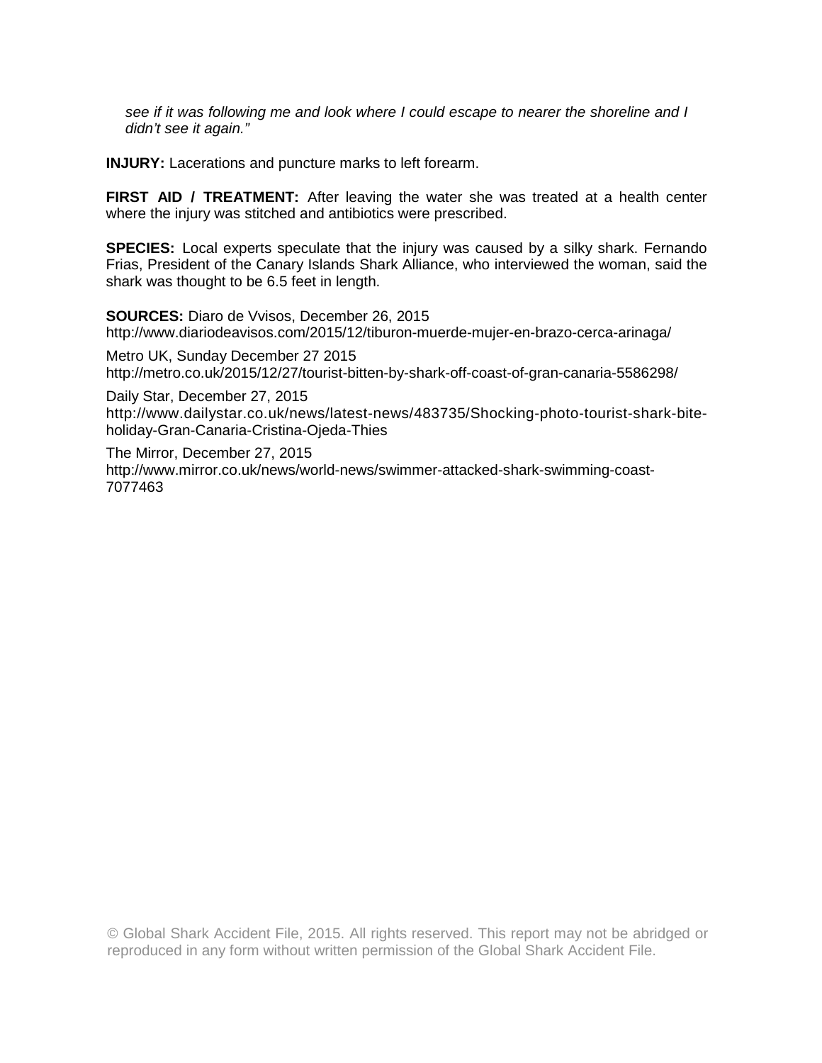*see if it was following me and look where I could escape to nearer the shoreline and I didn't see it again."*

**INJURY:** Lacerations and puncture marks to left forearm.

**FIRST AID / TREATMENT:** After leaving the water she was treated at a health center where the injury was stitched and antibiotics were prescribed.

**SPECIES:** Local experts speculate that the injury was caused by a silky shark. Fernando Frias, President of the Canary Islands Shark Alliance, who interviewed the woman, said the shark was thought to be 6.5 feet in length.

**SOURCES:** Diaro de Vvisos, December 26, 2015
http://www.diariodeavisos.com/2015/12/tiburon-muerde-mujer-en-brazo-cerca-arinaga/

Metro UK, Sunday December 27 2015
http://metro.co.uk/2015/12/27/tourist-bitten-by-shark-off-coast-of-gran-canaria-5586298/

Daily Star, December 27, 2015
http://www.dailystar.co.uk/news/latest-news/483735/Shocking-photo-tourist-shark-bite-holiday-Gran-Canaria-Cristina-Ojeda-Thies

The Mirror, December 27, 2015
http://www.mirror.co.uk/news/world-news/swimmer-attacked-shark-swimming-coast-7077463

© Global Shark Accident File, 2015. All rights reserved. This report may not be abridged or reproduced in any form without written permission of the Global Shark Accident File.